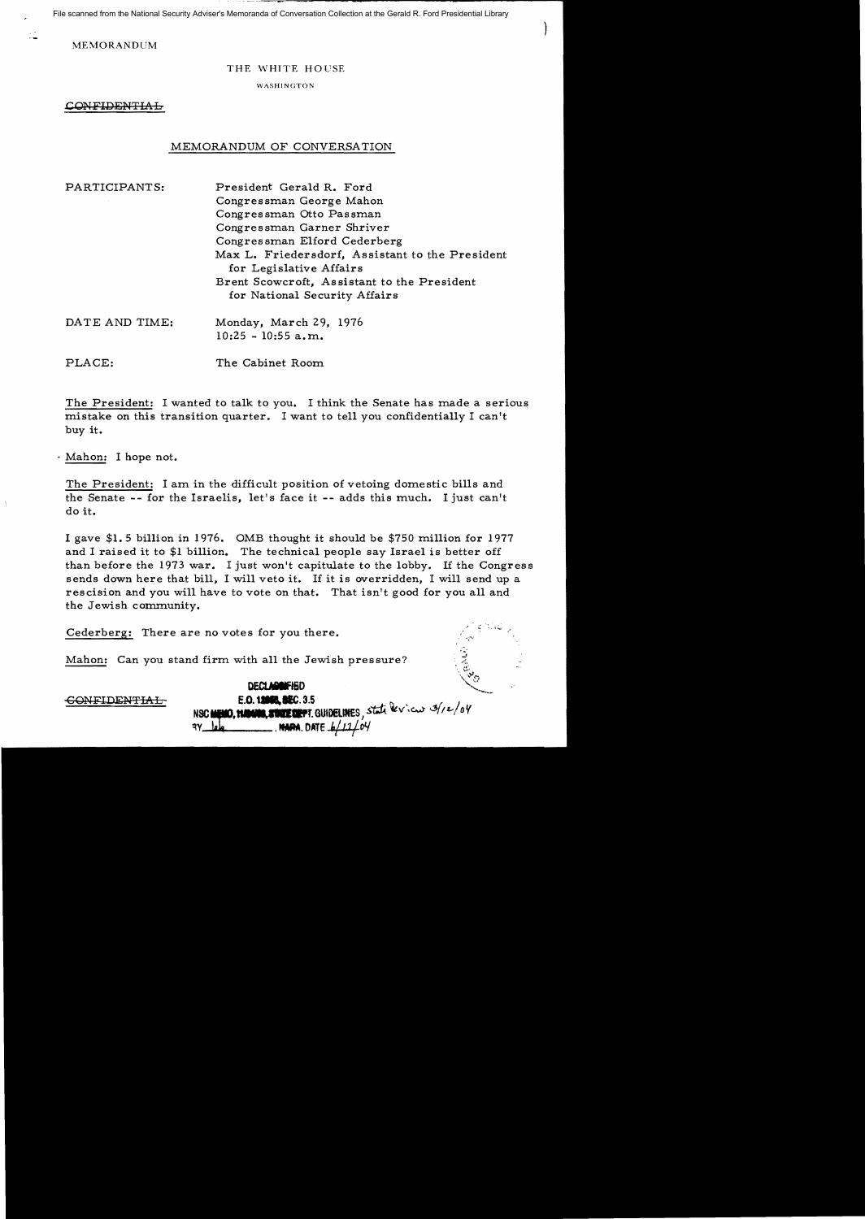File scanned from the National Security Adviser's Memoranda of Conversation Collection at the Gerald R. Ford Presidential Library

MEMORANDUM

THE WHITE HOUSE

WASHINGTON

~~CONFIDENTIAL~~

## MEMORANDUM OF CONVERSATION

| | |
|---|---|
| PARTICIPANTS: | President Gerald R. Ford<br>Congressman George Mahon<br>Congressman Otto Passman<br>Congressman Garner Shriver<br>Congressman Elford Cederberg<br>Max L. Friedersdorf, Assistant to the President for Legislative Affairs<br>Brent Scowcroft, Assistant to the President for National Security Affairs |
| DATE AND TIME: | Monday, March 29, 1976<br>10:25 - 10:55 a.m. |
| PLACE: | The Cabinet Room |

The President: I wanted to talk to you. I think the Senate has made a serious mistake on this transition quarter. I want to tell you confidentially I can't buy it.

Mahon: I hope not.

The President: I am in the difficult position of vetoing domestic bills and the Senate -- for the Israelis, let's face it -- adds this much. I just can't do it.

I gave $1.5 billion in 1976. OMB thought it should be $750 million for 1977 and I raised it to $1 billion. The technical people say Israel is better off than before the 1973 war. I just won't capitulate to the lobby. If the Congress sends down here that bill, I will veto it. If it is overridden, I will send up a rescision and you will have to vote on that. That isn't good for you all and the Jewish community.

Cederberg: There are no votes for you there.

Mahon: Can you stand firm with all the Jewish pressure?

~~CONFIDENTIAL~~

DECLASSIFIED
E.O. 12958, SEC. 3.5
NSC MEMO, 11/24/98, STATE DEPT. GUIDELINES, State Review 3/12/04
BY [illegible], NARA, DATE 6/17/04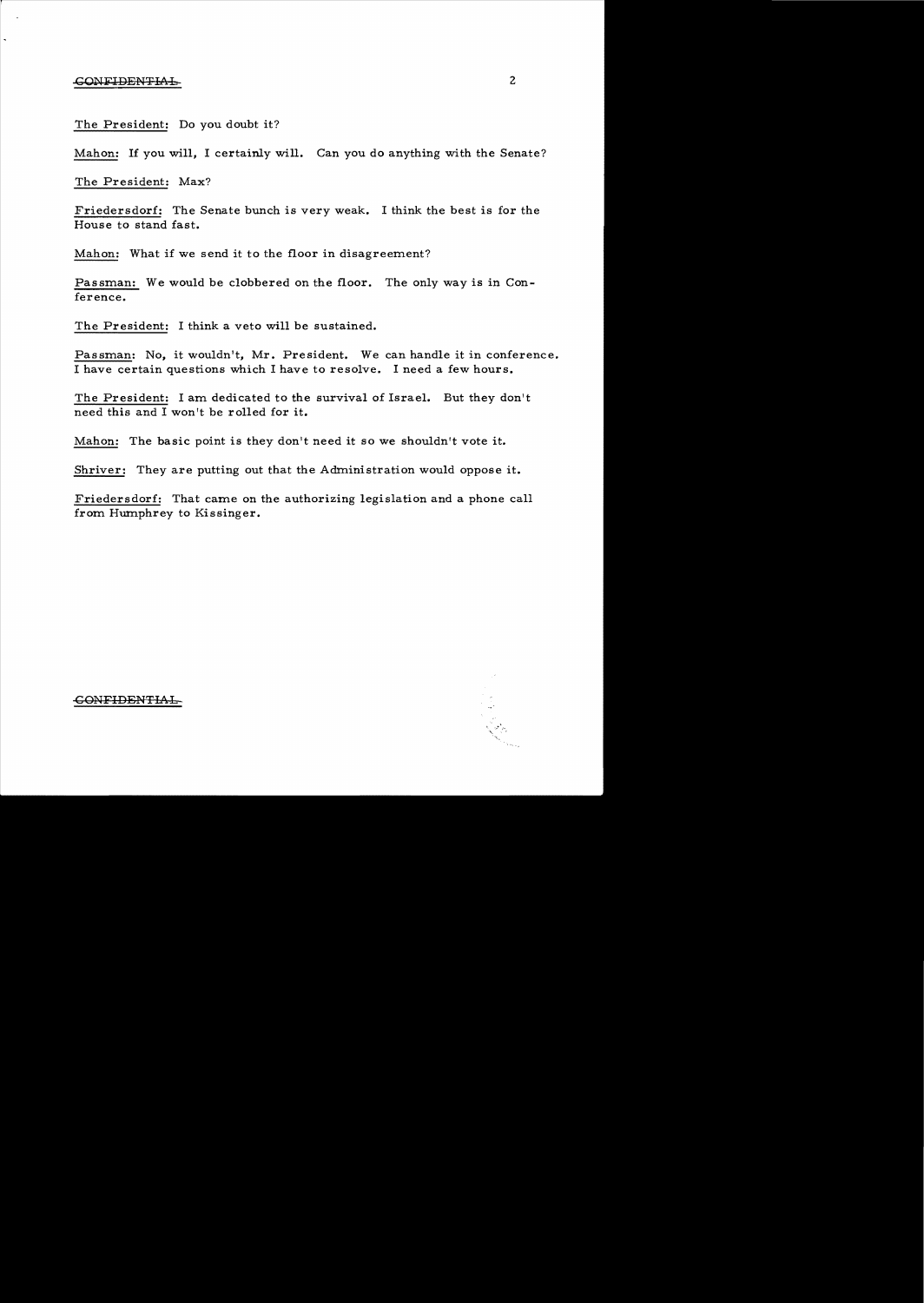The President: Do you doubt it?

Mahon: If you will, I certainly will. Can you do anything with the Senate?

The President: Max?

Friedersdorf: The Senate bunch is very weak. I think the best is for the House to stand fast.

Mahon: What if we send it to the floor in disagreement?

Passman: We would be clobbered on the floor. The only way is in Conference.

The President: I think a veto will be sustained.

Passman: No, it wouldn't, Mr. President. We can handle it in conference. I have certain questions which I have to resolve. I need a few hours.

The President: I am dedicated to the survival of Israel. But they don't need this and I won't be rolled for it.

Mahon: The basic point is they don't need it so we shouldn't vote it.

Shriver: They are putting out that the Administration would oppose it.

Friedersdorf: That came on the authorizing legislation and a phone call from Humphrey to Kissinger.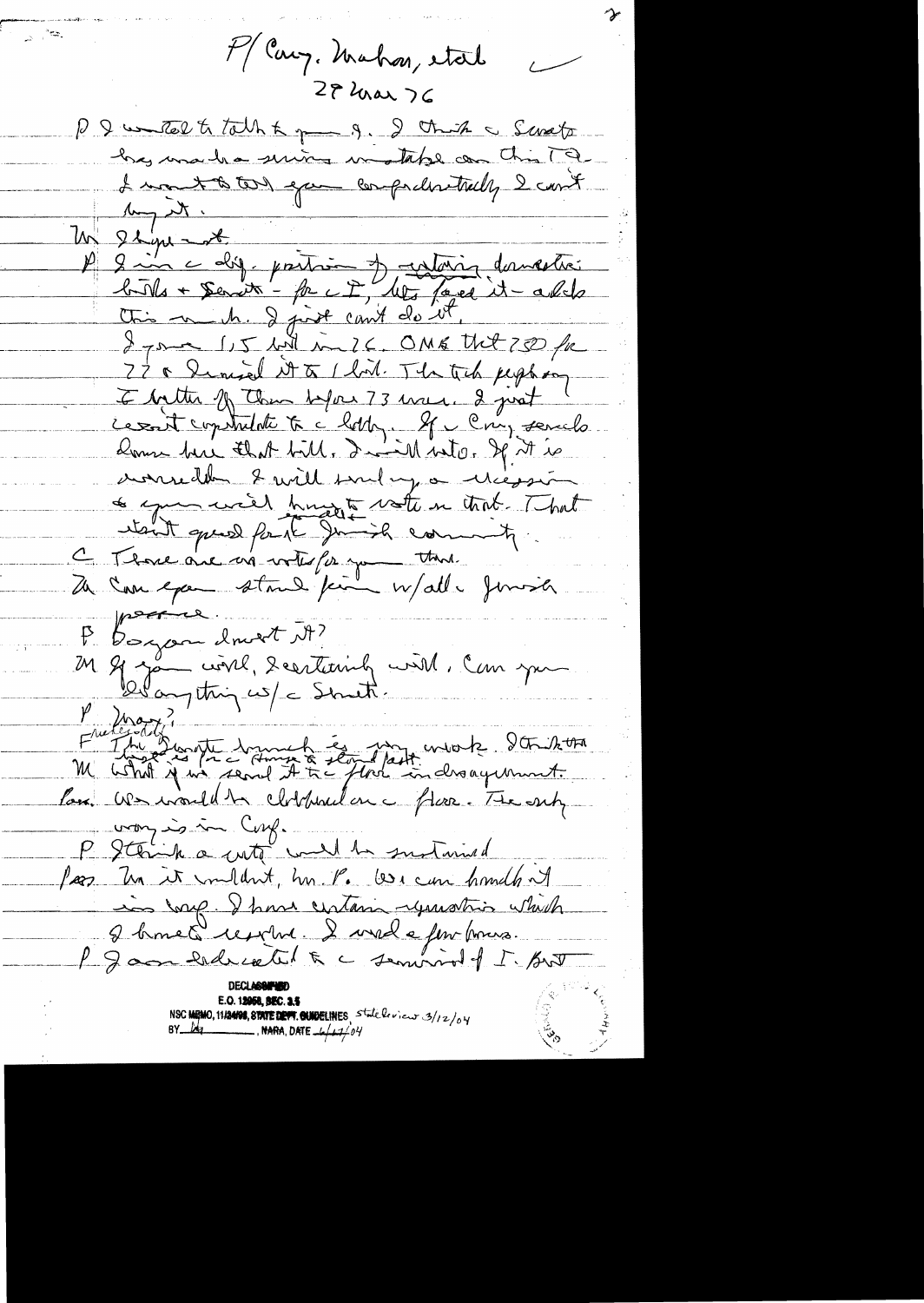P/ Cong. Mahon, etal
28 Mar 76

P I wanted to talk to you — — I think the Senate has made a serious mistake on this TA. I want to tell you confidentially I can't buy it.

M I hope not.

P I am in the diff. position of vetoing domestic bills + Senate - for the I, lets face it - adds this much. I just can't do it. I gave 1.5 bil in 76. OMB that 750 for 77 & I raised it to 1 bil. The tech people say it better off than before 73 war. I just cannot capitulate to the lobby. If the Cong sends down here that bill, I will veto. If it is overridden I will send up a rescission + you will have to vote on that. That won't speak for the Jewish community.

C There are no votes for you there.

M Can you stand firm w/all the Jewish pressure.

P Do you doubt it?

M If you will, I certainly will. Can you do anything w/the Senate.

P Mansfield? The Senate bunch is very weak. I think the House is the Senate's strong point.

M What if we send it to the floor in disagreement.

Pass. We would be clobbered on the floor. The only way is in Conf.

P I think a veto would be sustained

Pass. No it wouldn't, Mr. P. We can handle it in conf. I have certain questions which I know the answer. I need a few hours.

P I am dedicated to the survival of I. But

DECLASSIFIED
E.O. 12958, SEC. 3.5
NSC MEMO, 11/24/98, STATE DEPT. GUIDELINES State Review 3/12/04
BY ___ , NARA, DATE 6/17/04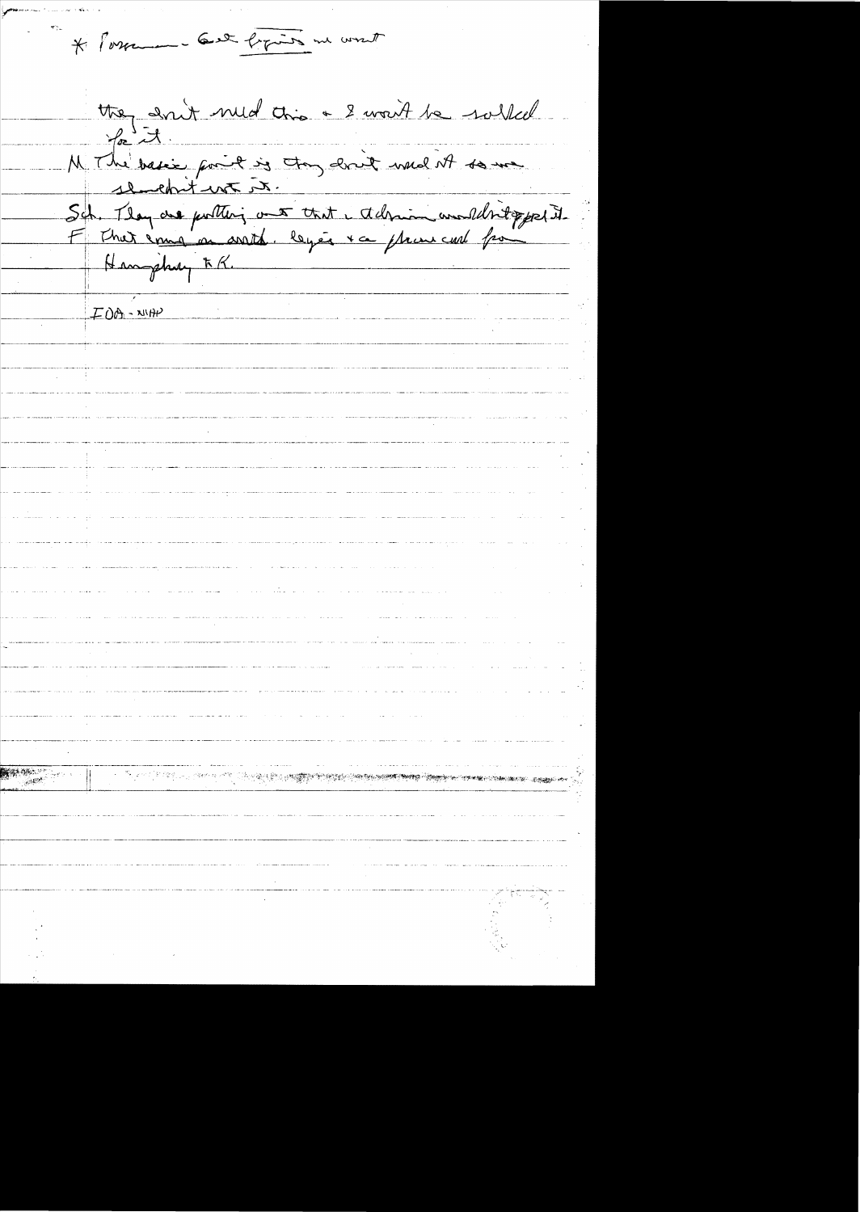* Poseman - Get figures on aid

they don't need this & I won't be saddled for it.

M The basic point is they don't need it so we shouldn't vote it.

Sch. They are putting out that the Admin wouldn't oppose it.

F That comes on another. Reyes & a phone call from Humphrey & K.

EOB - NHP